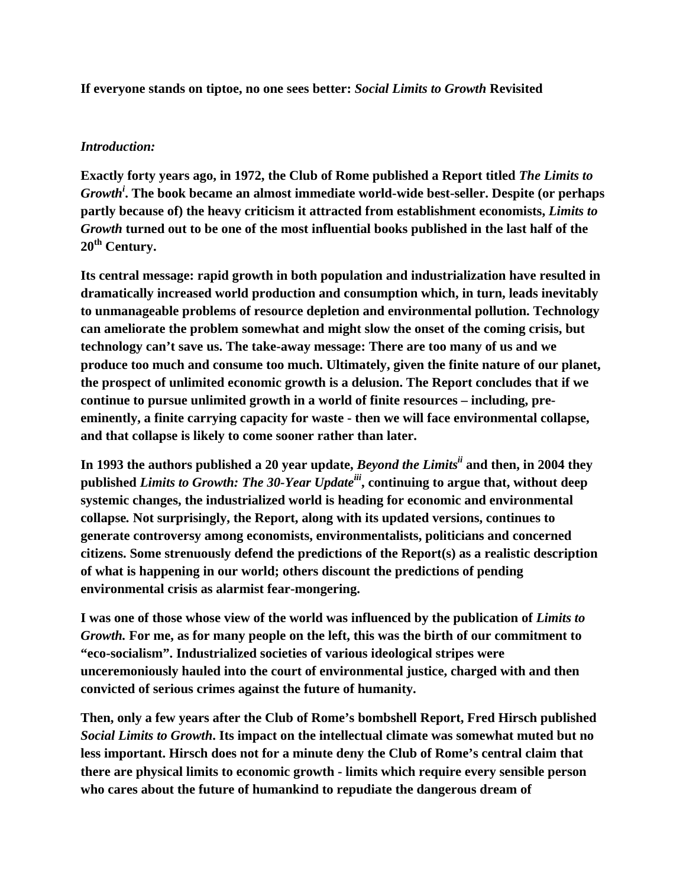**If everyone stands on tiptoe, no one sees better: *Social Limits to Growth* Revisited**

***Introduction:***

**Exactly forty years ago, in 1972, the Club of Rome published a Report titled *The Limits to Growth*[i]. The book became an almost immediate world-wide best-seller. Despite (or perhaps partly because of) the heavy criticism it attracted from establishment economists, *Limits to Growth* turned out to be one of the most influential books published in the last half of the 20th Century.**

**Its central message: rapid growth in both population and industrialization have resulted in dramatically increased world production and consumption which, in turn, leads inevitably to unmanageable problems of resource depletion and environmental pollution. Technology can ameliorate the problem somewhat and might slow the onset of the coming crisis, but technology can't save us. The take-away message: There are too many of us and we produce too much and consume too much. Ultimately, given the finite nature of our planet, the prospect of unlimited economic growth is a delusion. The Report concludes that if we continue to pursue unlimited growth in a world of finite resources – including, pre-eminently, a finite carrying capacity for waste - then we will face environmental collapse, and that collapse is likely to come sooner rather than later.**

**In 1993 the authors published a 20 year update, *Beyond the Limits*[ii] and then, in 2004 they published *Limits to Growth: The 30-Year Update*[iii], continuing to argue that, without deep systemic changes, the industrialized world is heading for economic and environmental collapse. Not surprisingly, the Report, along with its updated versions, continues to generate controversy among economists, environmentalists, politicians and concerned citizens. Some strenuously defend the predictions of the Report(s) as a realistic description of what is happening in our world; others discount the predictions of pending environmental crisis as alarmist fear-mongering.**

**I was one of those whose view of the world was influenced by the publication of *Limits to Growth*. For me, as for many people on the left, this was the birth of our commitment to "eco-socialism". Industrialized societies of various ideological stripes were unceremoniously hauled into the court of environmental justice, charged with and then convicted of serious crimes against the future of humanity.**

**Then, only a few years after the Club of Rome's bombshell Report, Fred Hirsch published *Social Limits to Growth*. Its impact on the intellectual climate was somewhat muted but no less important. Hirsch does not for a minute deny the Club of Rome's central claim that there are physical limits to economic growth - limits which require every sensible person who cares about the future of humankind to repudiate the dangerous dream of**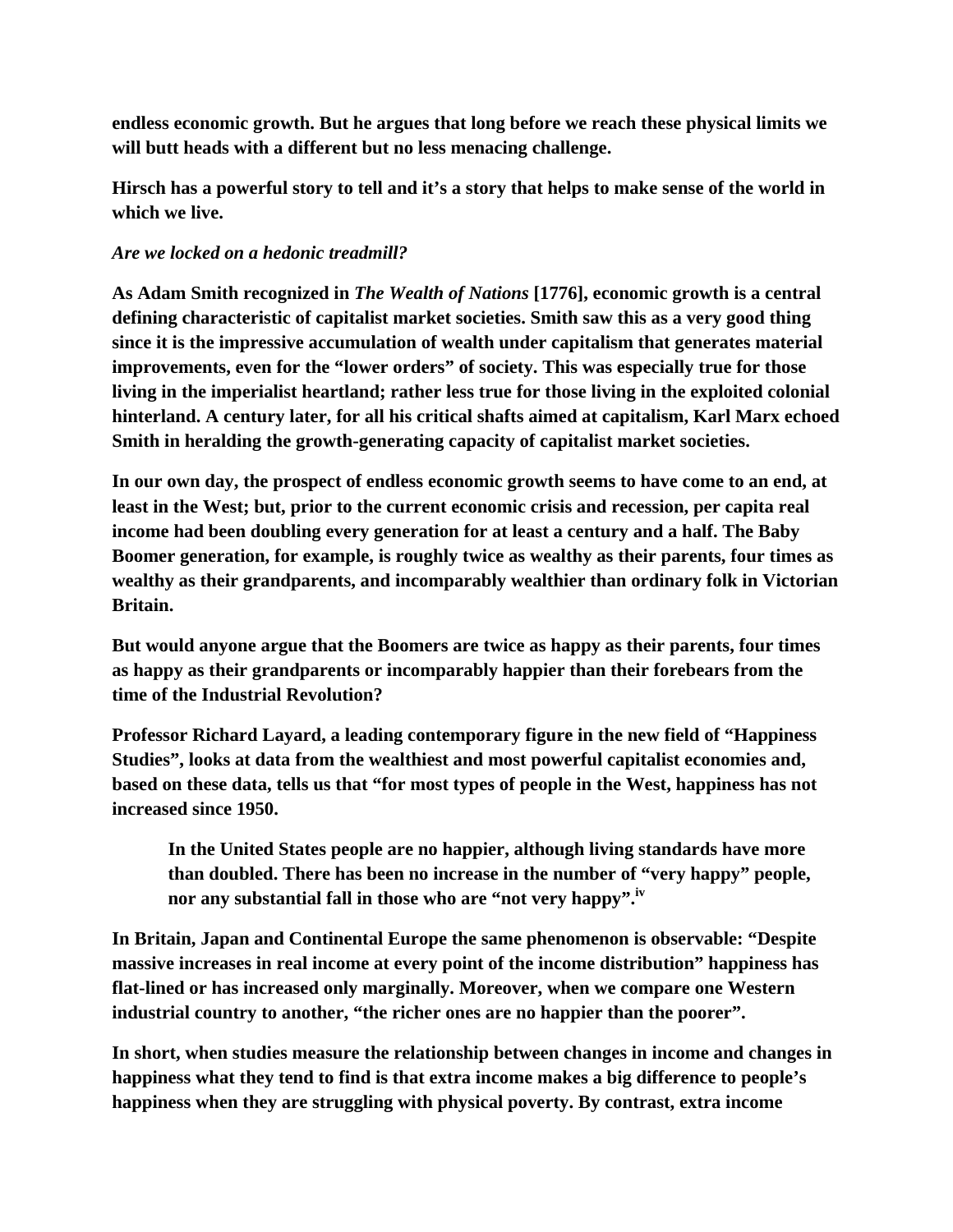**endless economic growth. But he argues that long before we reach these physical limits we will butt heads with a different but no less menacing challenge.**

**Hirsch has a powerful story to tell and it's a story that helps to make sense of the world in which we live.**

***Are we locked on a hedonic treadmill?***

**As Adam Smith recognized in *The Wealth of Nations* [1776], economic growth is a central defining characteristic of capitalist market societies. Smith saw this as a very good thing since it is the impressive accumulation of wealth under capitalism that generates material improvements, even for the "lower orders" of society. This was especially true for those living in the imperialist heartland; rather less true for those living in the exploited colonial hinterland. A century later, for all his critical shafts aimed at capitalism, Karl Marx echoed Smith in heralding the growth-generating capacity of capitalist market societies.**

**In our own day, the prospect of endless economic growth seems to have come to an end, at least in the West; but, prior to the current economic crisis and recession, per capita real income had been doubling every generation for at least a century and a half. The Baby Boomer generation, for example, is roughly twice as wealthy as their parents, four times as wealthy as their grandparents, and incomparably wealthier than ordinary folk in Victorian Britain.**

**But would anyone argue that the Boomers are twice as happy as their parents, four times as happy as their grandparents or incomparably happier than their forebears from the time of the Industrial Revolution?**

**Professor Richard Layard, a leading contemporary figure in the new field of "Happiness Studies", looks at data from the wealthiest and most powerful capitalist economies and, based on these data, tells us that "for most types of people in the West, happiness has not increased since 1950.**

> **In the United States people are no happier, although living standards have more than doubled. There has been no increase in the number of "very happy" people, nor any substantial fall in those who are "not very happy".[iv]**

**In Britain, Japan and Continental Europe the same phenomenon is observable: "Despite massive increases in real income at every point of the income distribution" happiness has flat-lined or has increased only marginally. Moreover, when we compare one Western industrial country to another, "the richer ones are no happier than the poorer".**

**In short, when studies measure the relationship between changes in income and changes in happiness what they tend to find is that extra income makes a big difference to people's happiness when they are struggling with physical poverty. By contrast, extra income**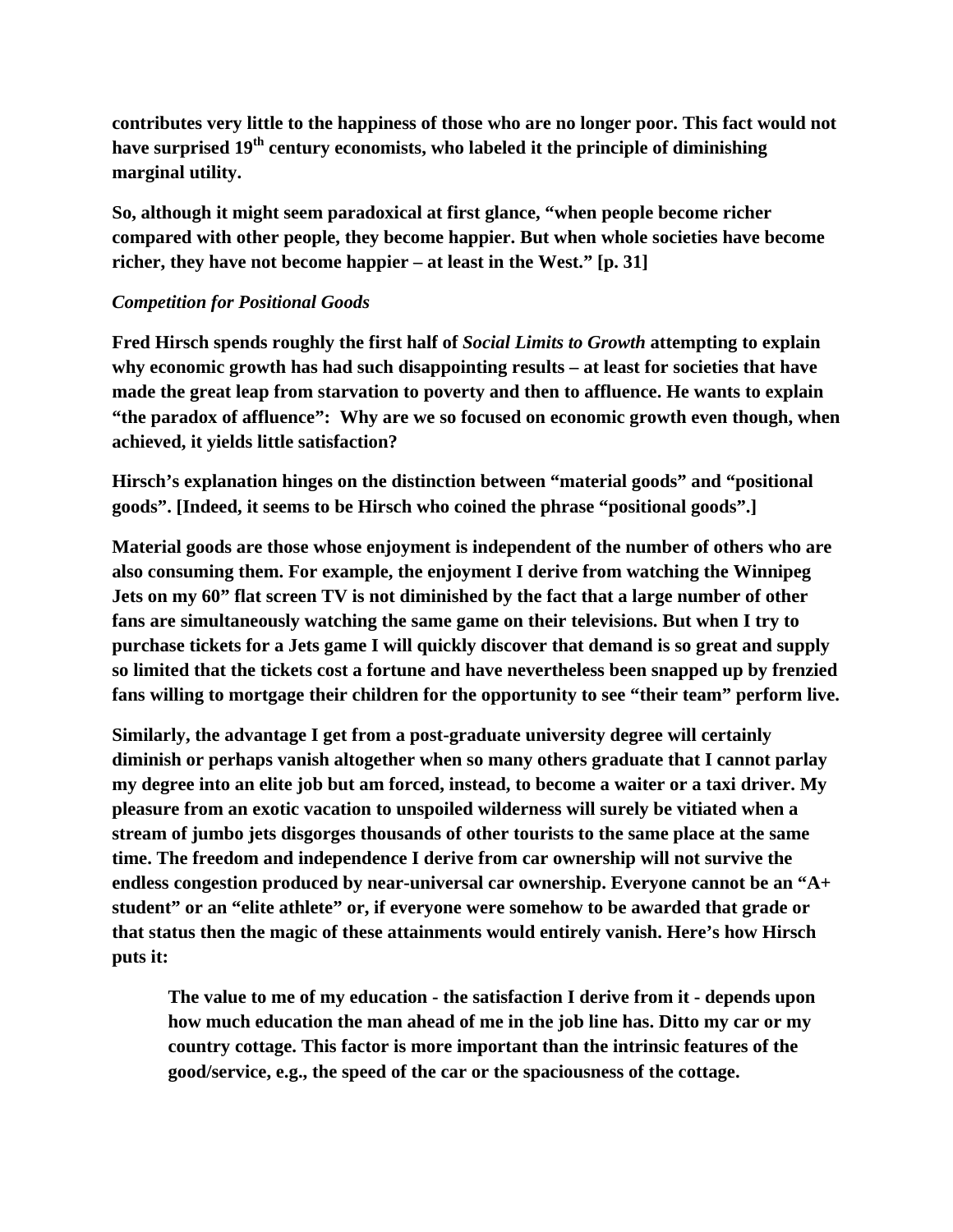**contributes very little to the happiness of those who are no longer poor. This fact would not have surprised 19th century economists, who labeled it the principle of diminishing marginal utility.**

**So, although it might seem paradoxical at first glance, "when people become richer compared with other people, they become happier. But when whole societies have become richer, they have not become happier – at least in the West." [p. 31]**

***Competition for Positional Goods***

**Fred Hirsch spends roughly the first half of *Social Limits to Growth* attempting to explain why economic growth has had such disappointing results – at least for societies that have made the great leap from starvation to poverty and then to affluence. He wants to explain "the paradox of affluence": Why are we so focused on economic growth even though, when achieved, it yields little satisfaction?**

**Hirsch's explanation hinges on the distinction between "material goods" and "positional goods". [Indeed, it seems to be Hirsch who coined the phrase "positional goods".]**

**Material goods are those whose enjoyment is independent of the number of others who are also consuming them. For example, the enjoyment I derive from watching the Winnipeg Jets on my 60" flat screen TV is not diminished by the fact that a large number of other fans are simultaneously watching the same game on their televisions. But when I try to purchase tickets for a Jets game I will quickly discover that demand is so great and supply so limited that the tickets cost a fortune and have nevertheless been snapped up by frenzied fans willing to mortgage their children for the opportunity to see "their team" perform live.**

**Similarly, the advantage I get from a post-graduate university degree will certainly diminish or perhaps vanish altogether when so many others graduate that I cannot parlay my degree into an elite job but am forced, instead, to become a waiter or a taxi driver. My pleasure from an exotic vacation to unspoiled wilderness will surely be vitiated when a stream of jumbo jets disgorges thousands of other tourists to the same place at the same time. The freedom and independence I derive from car ownership will not survive the endless congestion produced by near-universal car ownership. Everyone cannot be an "A+ student" or an "elite athlete" or, if everyone were somehow to be awarded that grade or that status then the magic of these attainments would entirely vanish. Here's how Hirsch puts it:**

> **The value to me of my education - the satisfaction I derive from it - depends upon how much education the man ahead of me in the job line has. Ditto my car or my country cottage. This factor is more important than the intrinsic features of the good/service, e.g., the speed of the car or the spaciousness of the cottage.**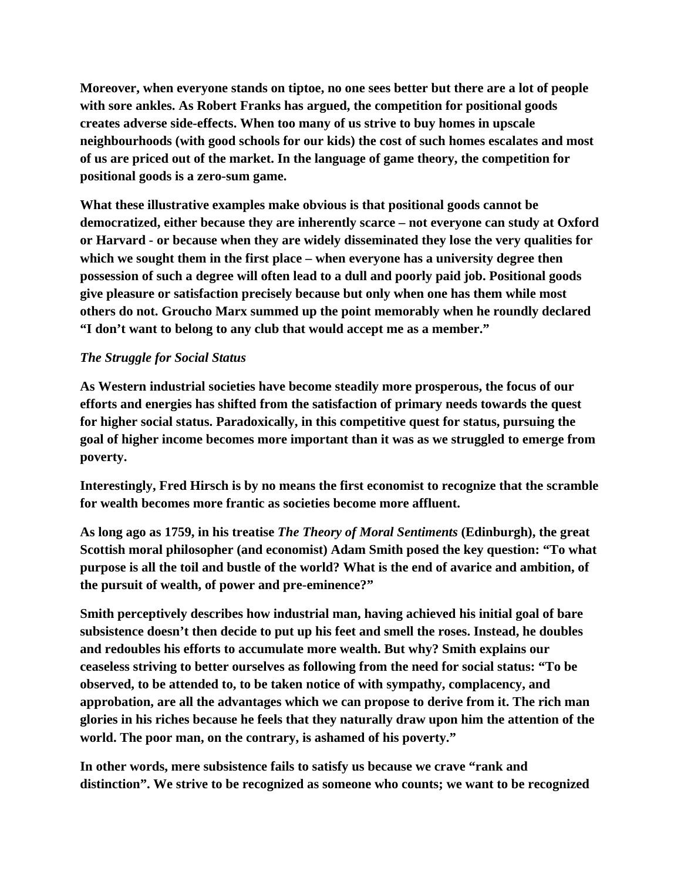**Moreover, when everyone stands on tiptoe, no one sees better but there are a lot of people with sore ankles. As Robert Franks has argued, the competition for positional goods creates adverse side-effects. When too many of us strive to buy homes in upscale neighbourhoods (with good schools for our kids) the cost of such homes escalates and most of us are priced out of the market. In the language of game theory, the competition for positional goods is a zero-sum game.**

**What these illustrative examples make obvious is that positional goods cannot be democratized, either because they are inherently scarce – not everyone can study at Oxford or Harvard - or because when they are widely disseminated they lose the very qualities for which we sought them in the first place – when everyone has a university degree then possession of such a degree will often lead to a dull and poorly paid job. Positional goods give pleasure or satisfaction precisely because but only when one has them while most others do not. Groucho Marx summed up the point memorably when he roundly declared "I don't want to belong to any club that would accept me as a member."**

### *The Struggle for Social Status*

**As Western industrial societies have become steadily more prosperous, the focus of our efforts and energies has shifted from the satisfaction of primary needs towards the quest for higher social status. Paradoxically, in this competitive quest for status, pursuing the goal of higher income becomes more important than it was as we struggled to emerge from poverty.**

**Interestingly, Fred Hirsch is by no means the first economist to recognize that the scramble for wealth becomes more frantic as societies become more affluent.**

**As long ago as 1759, in his treatise *The Theory of Moral Sentiments* (Edinburgh), the great Scottish moral philosopher (and economist) Adam Smith posed the key question: "To what purpose is all the toil and bustle of the world? What is the end of avarice and ambition, of the pursuit of wealth, of power and pre-eminence?"**

**Smith perceptively describes how industrial man, having achieved his initial goal of bare subsistence doesn't then decide to put up his feet and smell the roses. Instead, he doubles and redoubles his efforts to accumulate more wealth. But why? Smith explains our ceaseless striving to better ourselves as following from the need for social status: "To be observed, to be attended to, to be taken notice of with sympathy, complacency, and approbation, are all the advantages which we can propose to derive from it. The rich man glories in his riches because he feels that they naturally draw upon him the attention of the world. The poor man, on the contrary, is ashamed of his poverty."**

**In other words, mere subsistence fails to satisfy us because we crave "rank and distinction". We strive to be recognized as someone who counts; we want to be recognized**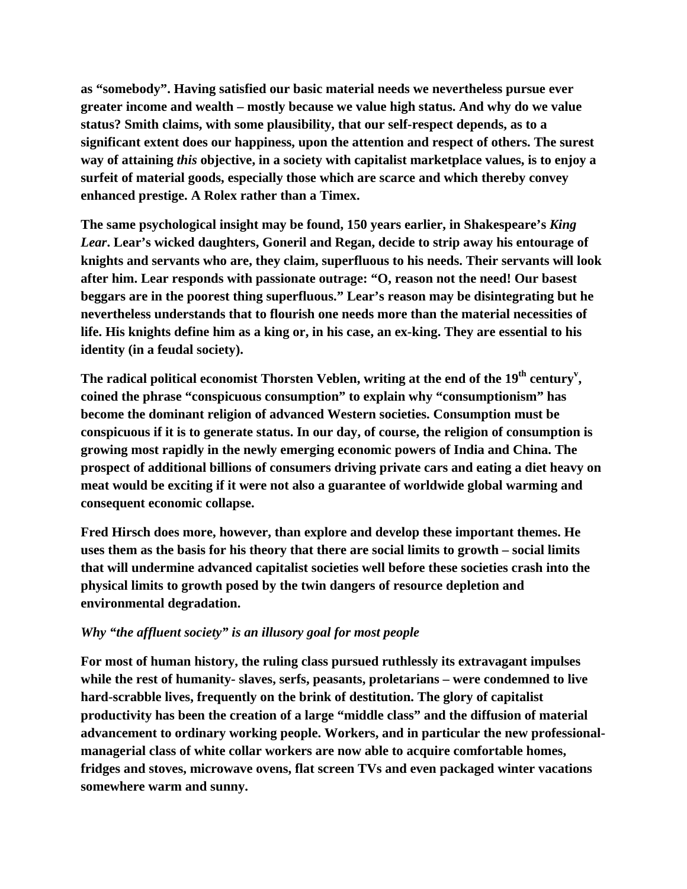**as "somebody". Having satisfied our basic material needs we nevertheless pursue ever greater income and wealth – mostly because we value high status. And why do we value status? Smith claims, with some plausibility, that our self-respect depends, as to a significant extent does our happiness, upon the attention and respect of others. The surest way of attaining *this* objective, in a society with capitalist marketplace values, is to enjoy a surfeit of material goods, especially those which are scarce and which thereby convey enhanced prestige. A Rolex rather than a Timex.**

**The same psychological insight may be found, 150 years earlier, in Shakespeare's *King Lear*. Lear's wicked daughters, Goneril and Regan, decide to strip away his entourage of knights and servants who are, they claim, superfluous to his needs. Their servants will look after him. Lear responds with passionate outrage: "O, reason not the need! Our basest beggars are in the poorest thing superfluous." Lear's reason may be disintegrating but he nevertheless understands that to flourish one needs more than the material necessities of life. His knights define him as a king or, in his case, an ex-king. They are essential to his identity (in a feudal society).**

**The radical political economist Thorsten Veblen, writing at the end of the 19th century[v], coined the phrase "conspicuous consumption" to explain why "consumptionism" has become the dominant religion of advanced Western societies. Consumption must be conspicuous if it is to generate status. In our day, of course, the religion of consumption is growing most rapidly in the newly emerging economic powers of India and China. The prospect of additional billions of consumers driving private cars and eating a diet heavy on meat would be exciting if it were not also a guarantee of worldwide global warming and consequent economic collapse.**

**Fred Hirsch does more, however, than explore and develop these important themes. He uses them as the basis for his theory that there are social limits to growth – social limits that will undermine advanced capitalist societies well before these societies crash into the physical limits to growth posed by the twin dangers of resource depletion and environmental degradation.**

***Why "the affluent society" is an illusory goal for most people***

**For most of human history, the ruling class pursued ruthlessly its extravagant impulses while the rest of humanity- slaves, serfs, peasants, proletarians – were condemned to live hard-scrabble lives, frequently on the brink of destitution. The glory of capitalist productivity has been the creation of a large "middle class" and the diffusion of material advancement to ordinary working people. Workers, and in particular the new professional-managerial class of white collar workers are now able to acquire comfortable homes, fridges and stoves, microwave ovens, flat screen TVs and even packaged winter vacations somewhere warm and sunny.**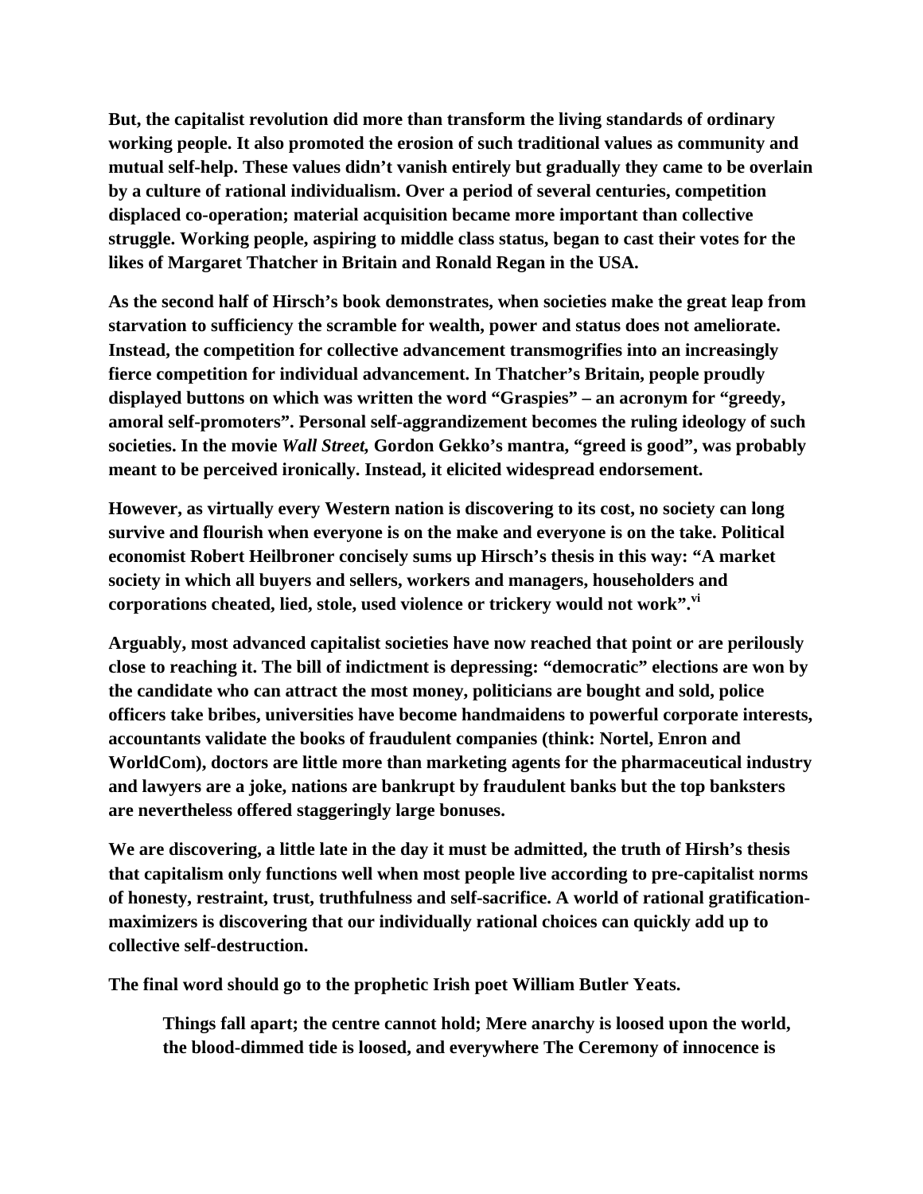**But, the capitalist revolution did more than transform the living standards of ordinary working people. It also promoted the erosion of such traditional values as community and mutual self-help. These values didn't vanish entirely but gradually they came to be overlain by a culture of rational individualism. Over a period of several centuries, competition displaced co-operation; material acquisition became more important than collective struggle. Working people, aspiring to middle class status, began to cast their votes for the likes of Margaret Thatcher in Britain and Ronald Regan in the USA.**

**As the second half of Hirsch's book demonstrates, when societies make the great leap from starvation to sufficiency the scramble for wealth, power and status does not ameliorate. Instead, the competition for collective advancement transmogrifies into an increasingly fierce competition for individual advancement. In Thatcher's Britain, people proudly displayed buttons on which was written the word "Graspies" – an acronym for "greedy, amoral self-promoters". Personal self-aggrandizement becomes the ruling ideology of such societies. In the movie *Wall Street,* Gordon Gekko's mantra, "greed is good", was probably meant to be perceived ironically. Instead, it elicited widespread endorsement.**

**However, as virtually every Western nation is discovering to its cost, no society can long survive and flourish when everyone is on the make and everyone is on the take. Political economist Robert Heilbroner concisely sums up Hirsch's thesis in this way: "A market society in which all buyers and sellers, workers and managers, householders and corporations cheated, lied, stole, used violence or trickery would not work".[vi]**

**Arguably, most advanced capitalist societies have now reached that point or are perilously close to reaching it. The bill of indictment is depressing: "democratic" elections are won by the candidate who can attract the most money, politicians are bought and sold, police officers take bribes, universities have become handmaidens to powerful corporate interests, accountants validate the books of fraudulent companies (think: Nortel, Enron and WorldCom), doctors are little more than marketing agents for the pharmaceutical industry and lawyers are a joke, nations are bankrupt by fraudulent banks but the top banksters are nevertheless offered staggeringly large bonuses.**

**We are discovering, a little late in the day it must be admitted, the truth of Hirsh's thesis that capitalism only functions well when most people live according to pre-capitalist norms of honesty, restraint, trust, truthfulness and self-sacrifice. A world of rational gratification-maximizers is discovering that our individually rational choices can quickly add up to collective self-destruction.**

**The final word should go to the prophetic Irish poet William Butler Yeats.**

> **Things fall apart; the centre cannot hold; Mere anarchy is loosed upon the world, the blood-dimmed tide is loosed, and everywhere The Ceremony of innocence is**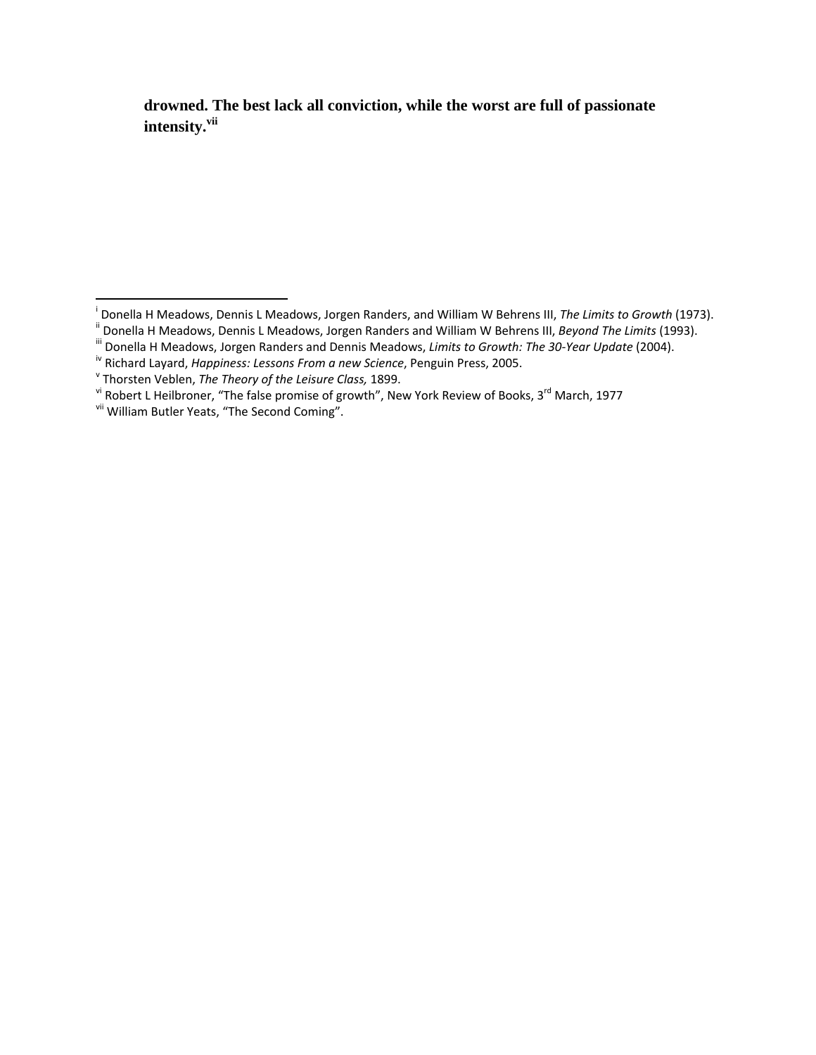**drowned. The best lack all conviction, while the worst are full of passionate intensity.**[vii]

---

[i] Donella H Meadows, Dennis L Meadows, Jorgen Randers, and William W Behrens III, *The Limits to Growth* (1973).
[ii] Donella H Meadows, Dennis L Meadows, Jorgen Randers and William W Behrens III, *Beyond The Limits* (1993).
[iii] Donella H Meadows, Jorgen Randers and Dennis Meadows, *Limits to Growth: The 30-Year Update* (2004).
[iv] Richard Layard, *Happiness: Lessons From a new Science*, Penguin Press, 2005.
[v] Thorsten Veblen, *The Theory of the Leisure Class,* 1899.
[vi] Robert L Heilbroner, "The false promise of growth", New York Review of Books, 3rd March, 1977
[vii] William Butler Yeats, "The Second Coming".